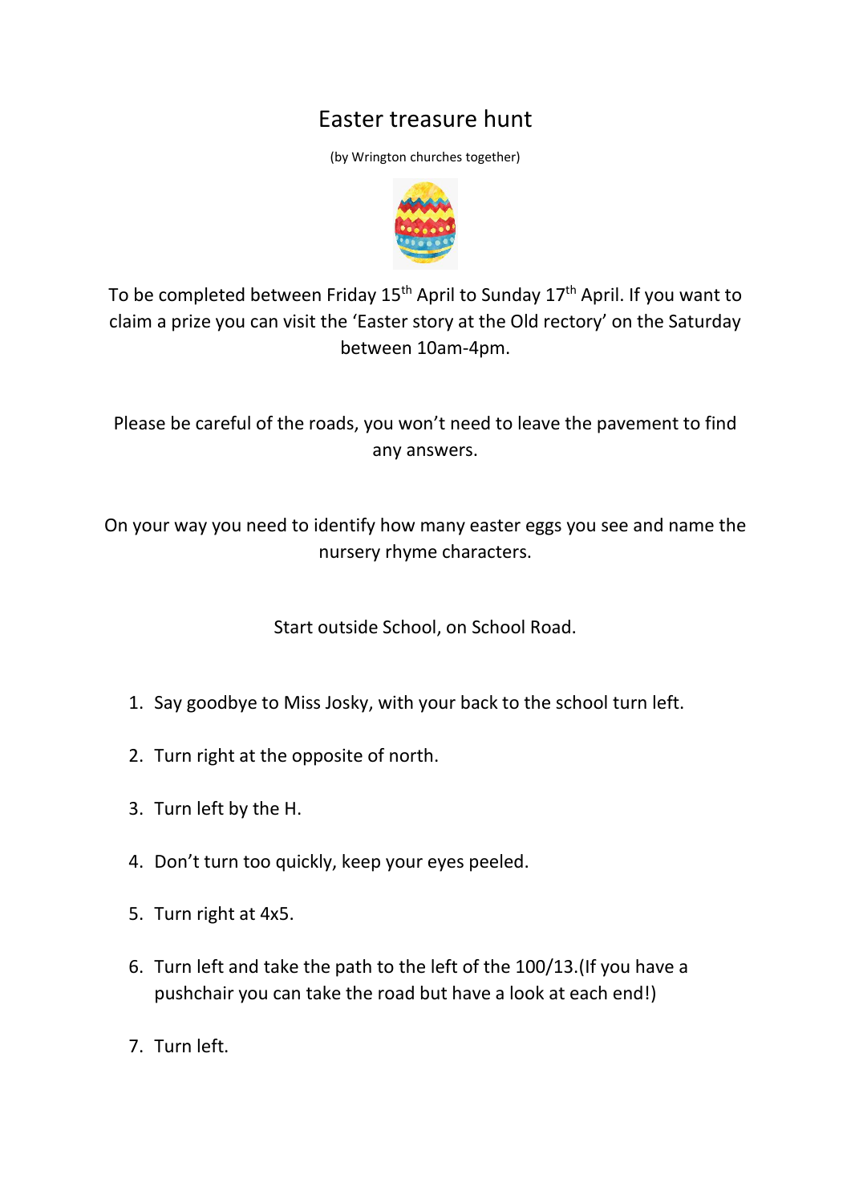# Easter treasure hunt

(by Wrington churches together)

To be completed between Friday 15th April to Sunday 17th April. If you want to claim a prize you can visit the 'Easter story at the Old rectory' on the Saturday between 10am-4pm.

Please be careful of the roads, you won't need to leave the pavement to find any answers.

On your way you need to identify how many easter eggs you see and name the nursery rhyme characters.

Start outside School, on School Road.

1. Say goodbye to Miss Josky, with your back to the school turn left.
2. Turn right at the opposite of north.
3. Turn left by the H.
4. Don't turn too quickly, keep your eyes peeled.
5. Turn right at 4x5.
6. Turn left and take the path to the left of the 100/13.(If you have a pushchair you can take the road but have a look at each end!)
7. Turn left.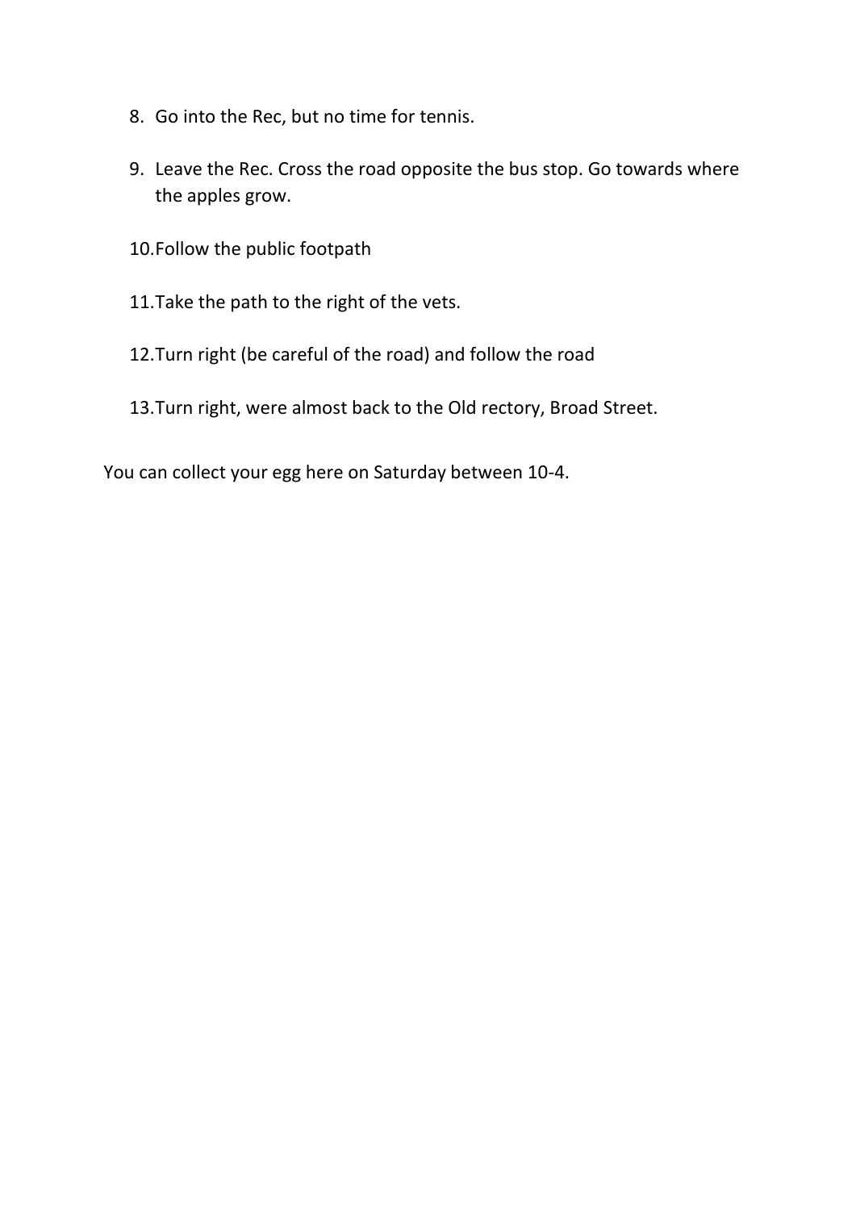8. Go into the Rec, but no time for tennis.

9. Leave the Rec. Cross the road opposite the bus stop. Go towards where the apples grow.

10. Follow the public footpath

11. Take the path to the right of the vets.

12. Turn right (be careful of the road) and follow the road

13. Turn right, were almost back to the Old rectory, Broad Street.

You can collect your egg here on Saturday between 10-4.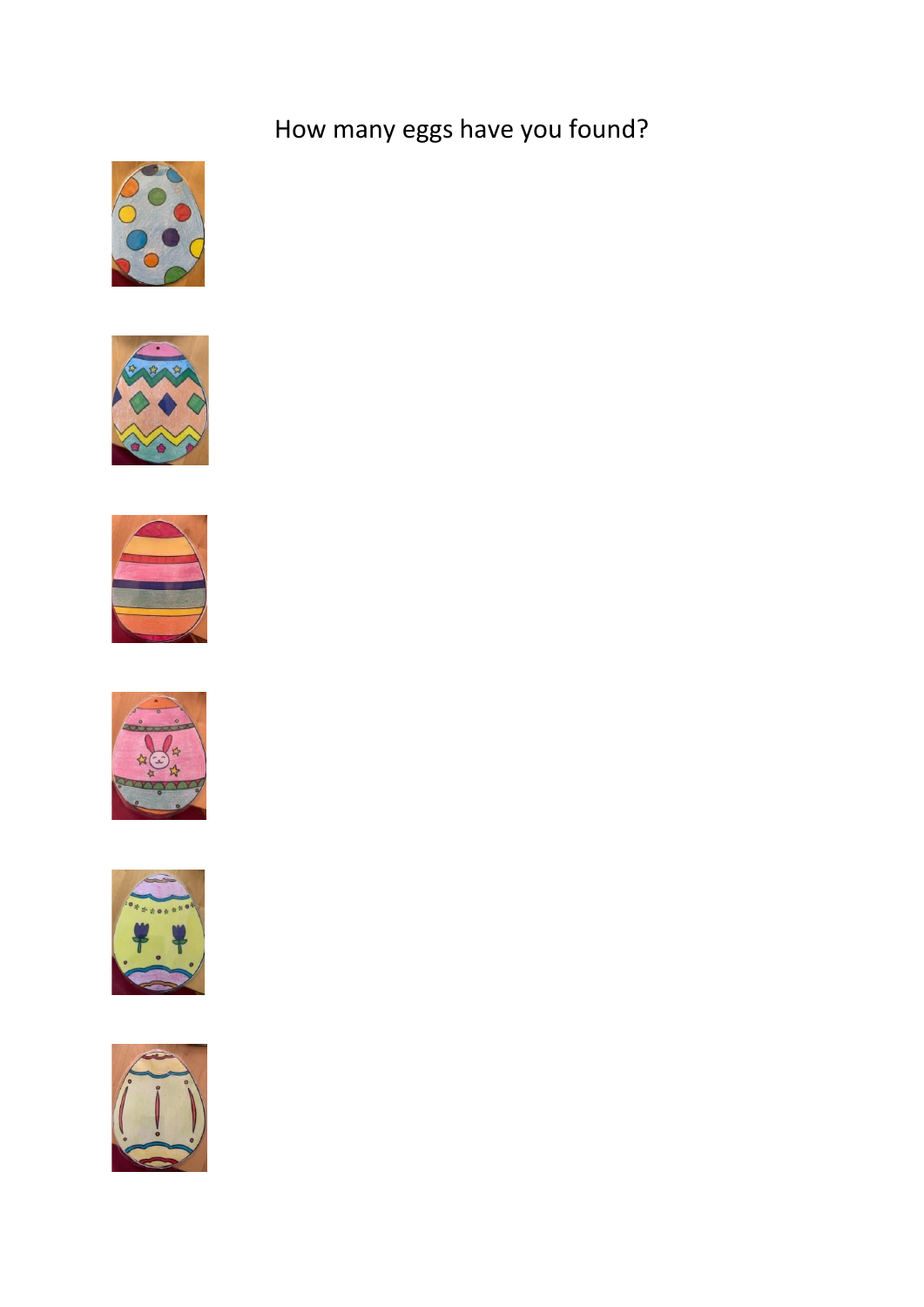How many eggs have you found?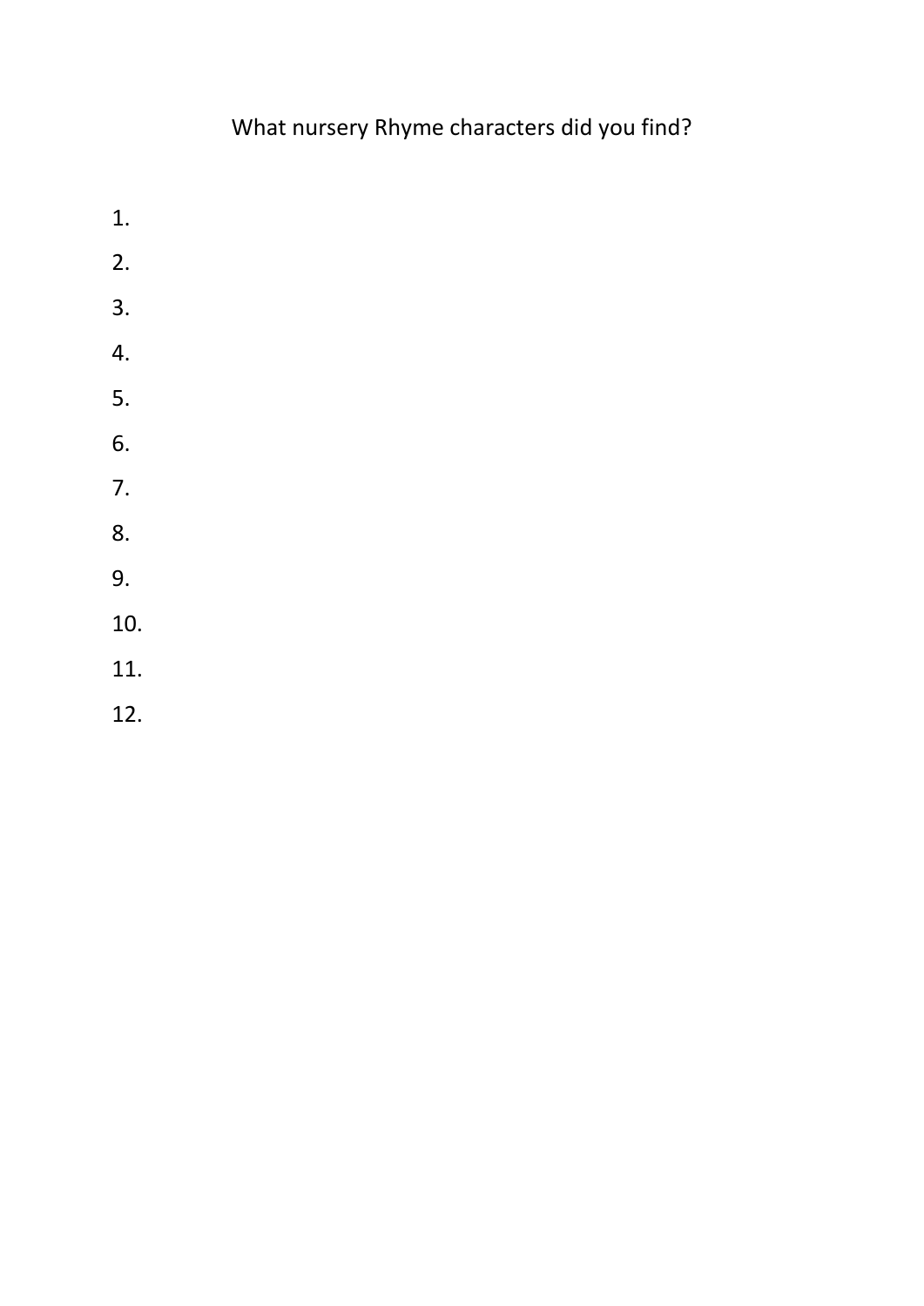What nursery Rhyme characters did you find?

1.
2.
3.
4.
5.
6.
7.
8.
9.
10.
11.
12.